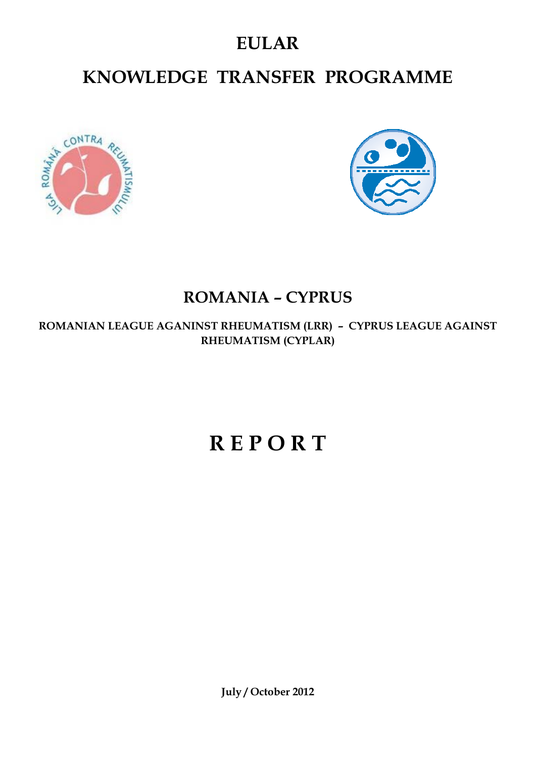# EULAR

# KNOWLEDGE TRANSFER PROGRAMME

## ROMANIA – CYPRUS

**ROMANIAN LEAGUE AGANINST RHEUMATISM (LRR) – CYPRUS LEAGUE AGAINST RHEUMATISM (CYPLAR)**

# R E P O R T

**July / October 2012**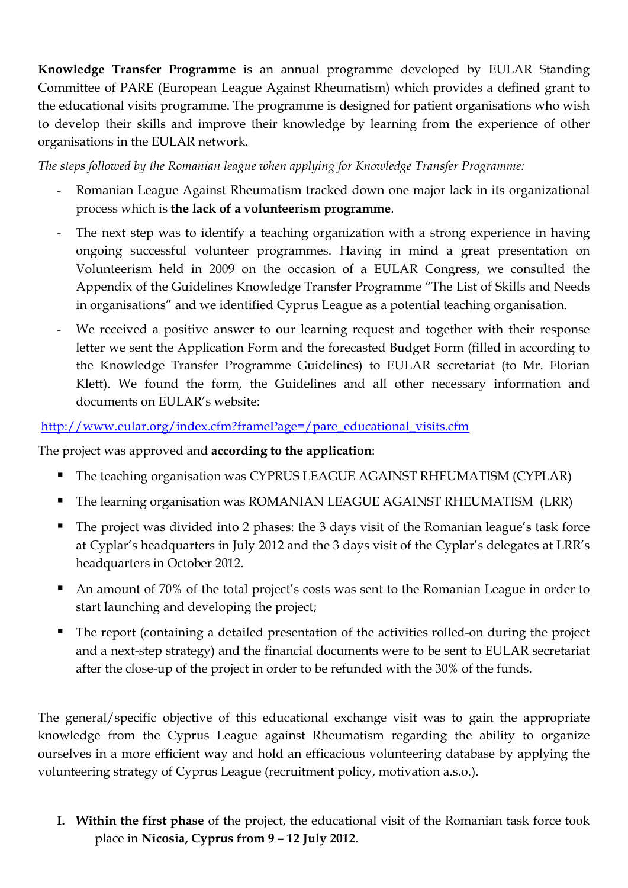**Knowledge Transfer Programme** is an annual programme developed by EULAR Standing Committee of PARE (European League Against Rheumatism) which provides a defined grant to the educational visits programme. The programme is designed for patient organisations who wish to develop their skills and improve their knowledge by learning from the experience of other organisations in the EULAR network.

*The steps followed by the Romanian league when applying for Knowledge Transfer Programme:*

- Romanian League Against Rheumatism tracked down one major lack in its organizational process which is **the lack of a volunteerism programme**.
- The next step was to identify a teaching organization with a strong experience in having ongoing successful volunteer programmes. Having in mind a great presentation on Volunteerism held in 2009 on the occasion of a EULAR Congress, we consulted the Appendix of the Guidelines Knowledge Transfer Programme "The List of Skills and Needs in organisations" and we identified Cyprus League as a potential teaching organisation.
- We received a positive answer to our learning request and together with their response letter we sent the Application Form and the forecasted Budget Form (filled in according to the Knowledge Transfer Programme Guidelines) to EULAR secretariat (to Mr. Florian Klett). We found the form, the Guidelines and all other necessary information and documents on EULAR's website:

http://www.eular.org/index.cfm?framePage=/pare_educational_visits.cfm

The project was approved and **according to the application**:

- The teaching organisation was CYPRUS LEAGUE AGAINST RHEUMATISM (CYPLAR)
- The learning organisation was ROMANIAN LEAGUE AGAINST RHEUMATISM (LRR)
- The project was divided into 2 phases: the 3 days visit of the Romanian league's task force at Cyplar's headquarters in July 2012 and the 3 days visit of the Cyplar's delegates at LRR's headquarters in October 2012.
- An amount of 70% of the total project's costs was sent to the Romanian League in order to start launching and developing the project;
- The report (containing a detailed presentation of the activities rolled-on during the project and a next-step strategy) and the financial documents were to be sent to EULAR secretariat after the close-up of the project in order to be refunded with the 30% of the funds.

The general/specific objective of this educational exchange visit was to gain the appropriate knowledge from the Cyprus League against Rheumatism regarding the ability to organize ourselves in a more efficient way and hold an efficacious volunteering database by applying the volunteering strategy of Cyprus League (recruitment policy, motivation a.s.o.).

I. **Within the first phase** of the project, the educational visit of the Romanian task force took place in **Nicosia, Cyprus from 9 – 12 July 2012**.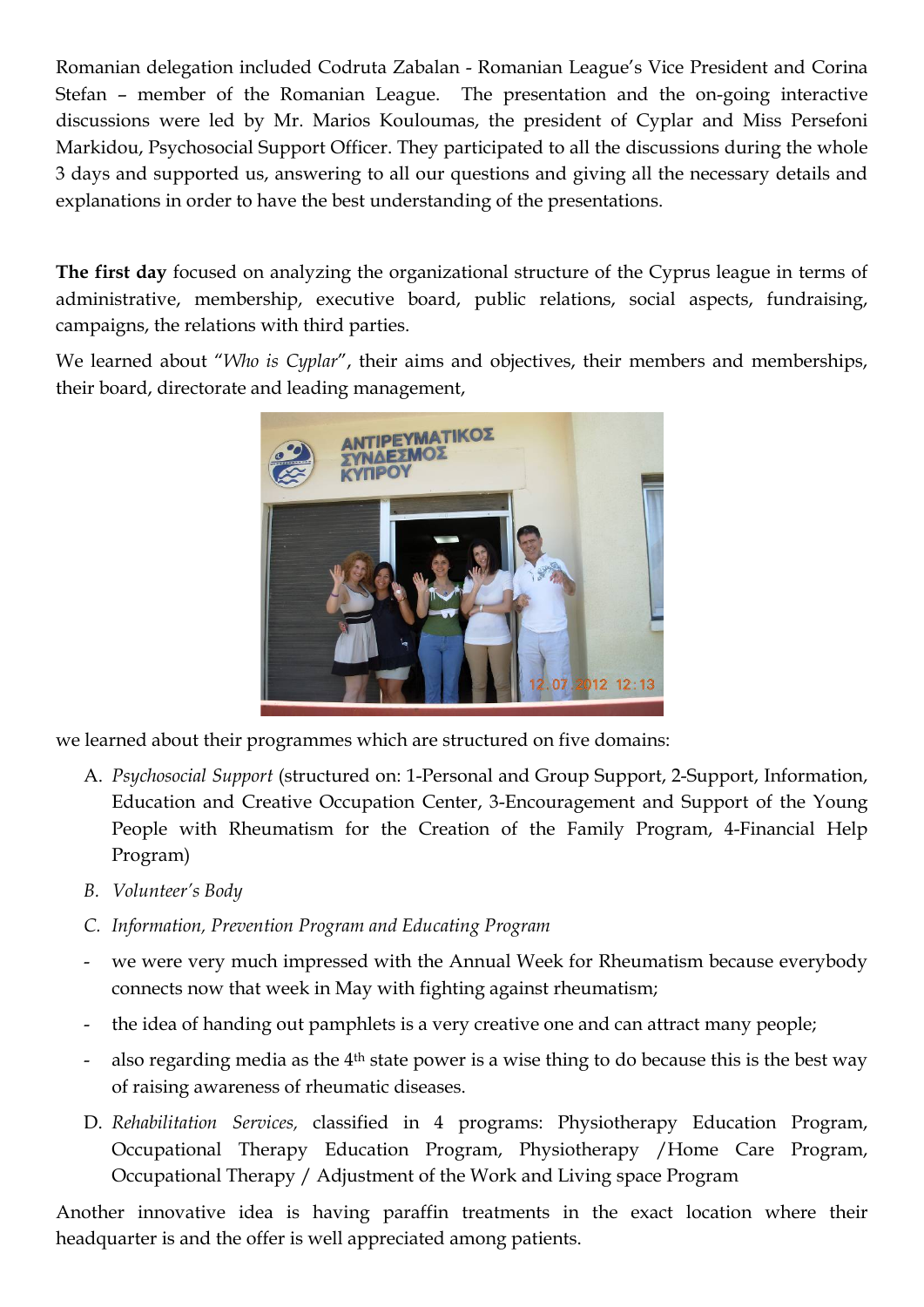Romanian delegation included Codruta Zabalan - Romanian League's Vice President and Corina Stefan – member of the Romanian League. The presentation and the on-going interactive discussions were led by Mr. Marios Kouloumas, the president of Cyplar and Miss Persefoni Markidou, Psychosocial Support Officer. They participated to all the discussions during the whole 3 days and supported us, answering to all our questions and giving all the necessary details and explanations in order to have the best understanding of the presentations.

**The first day** focused on analyzing the organizational structure of the Cyprus league in terms of administrative, membership, executive board, public relations, social aspects, fundraising, campaigns, the relations with third parties.

We learned about "*Who is Cyplar*", their aims and objectives, their members and memberships, their board, directorate and leading management,

we learned about their programmes which are structured on five domains:

A. *Psychosocial Support* (structured on: 1-Personal and Group Support, 2-Support, Information, Education and Creative Occupation Center, 3-Encouragement and Support of the Young People with Rheumatism for the Creation of the Family Program, 4-Financial Help Program)
B. *Volunteer's Body*
C. *Information, Prevention Program and Educating Program*
   - we were very much impressed with the Annual Week for Rheumatism because everybody connects now that week in May with fighting against rheumatism;
   - the idea of handing out pamphlets is a very creative one and can attract many people;
   - also regarding media as the 4th state power is a wise thing to do because this is the best way of raising awareness of rheumatic diseases.
D. *Rehabilitation Services,* classified in 4 programs: Physiotherapy Education Program, Occupational Therapy Education Program, Physiotherapy /Home Care Program, Occupational Therapy / Adjustment of the Work and Living space Program

Another innovative idea is having paraffin treatments in the exact location where their headquarter is and the offer is well appreciated among patients.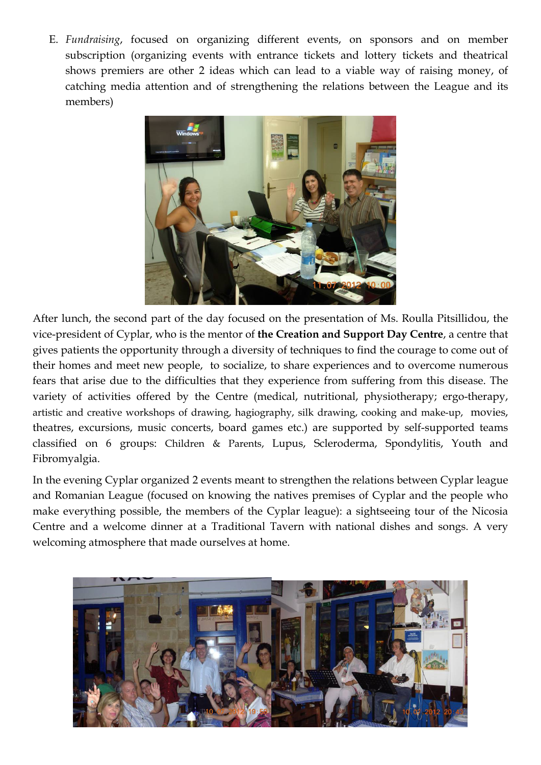E. *Fundraising*, focused on organizing different events, on sponsors and on member subscription (organizing events with entrance tickets and lottery tickets and theatrical shows premiers are other 2 ideas which can lead to a viable way of raising money, of catching media attention and of strengthening the relations between the League and its members)

After lunch, the second part of the day focused on the presentation of Ms. Roulla Pitsillidou, the vice-president of Cyplar, who is the mentor of **the Creation and Support Day Centre**, a centre that gives patients the opportunity through a diversity of techniques to find the courage to come out of their homes and meet new people, to socialize, to share experiences and to overcome numerous fears that arise due to the difficulties that they experience from suffering from this disease. The variety of activities offered by the Centre (medical, nutritional, physiotherapy; ergo-therapy, artistic and creative workshops of drawing, hagiography, silk drawing, cooking and make-up, movies, theatres, excursions, music concerts, board games etc.) are supported by self-supported teams classified on 6 groups: Children & Parents, Lupus, Scleroderma, Spondylitis, Youth and Fibromyalgia.

In the evening Cyplar organized 2 events meant to strengthen the relations between Cyplar league and Romanian League (focused on knowing the natives premises of Cyplar and the people who make everything possible, the members of the Cyplar league): a sightseeing tour of the Nicosia Centre and a welcome dinner at a Traditional Tavern with national dishes and songs. A very welcoming atmosphere that made ourselves at home.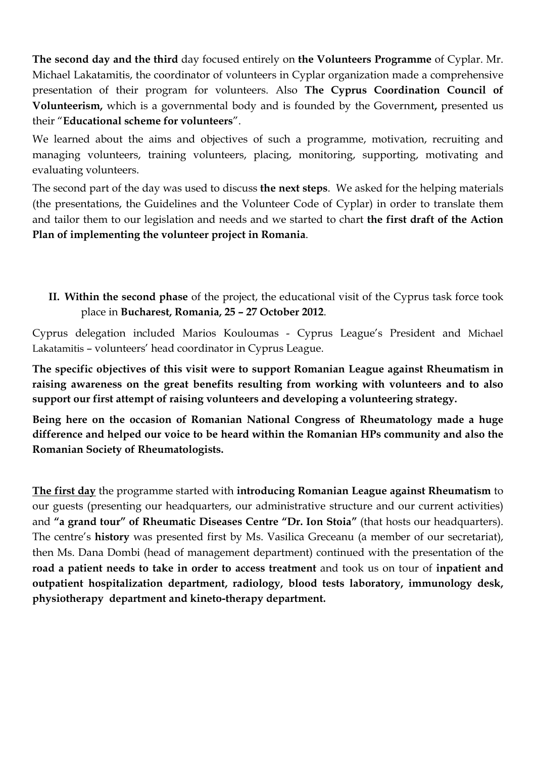**The second day and the third** day focused entirely on **the Volunteers Programme** of Cyplar. Mr. Michael Lakatamitis, the coordinator of volunteers in Cyplar organization made a comprehensive presentation of their program for volunteers. Also **The Cyprus Coordination Council of Volunteerism,** which is a governmental body and is founded by the Government**,** presented us their "**Educational scheme for volunteers**".

We learned about the aims and objectives of such a programme, motivation, recruiting and managing volunteers, training volunteers, placing, monitoring, supporting, motivating and evaluating volunteers.

The second part of the day was used to discuss **the next steps**. We asked for the helping materials (the presentations, the Guidelines and the Volunteer Code of Cyplar) in order to translate them and tailor them to our legislation and needs and we started to chart **the first draft of the Action Plan of implementing the volunteer project in Romania**.

**II. Within the second phase** of the project, the educational visit of the Cyprus task force took place in **Bucharest, Romania, 25 – 27 October 2012**.

Cyprus delegation included Marios Kouloumas - Cyprus League's President and Michael Lakatamitis – volunteers' head coordinator in Cyprus League.

**The specific objectives of this visit were to support Romanian League against Rheumatism in raising awareness on the great benefits resulting from working with volunteers and to also support our first attempt of raising volunteers and developing a volunteering strategy.**

**Being here on the occasion of Romanian National Congress of Rheumatology made a huge difference and helped our voice to be heard within the Romanian HPs community and also the Romanian Society of Rheumatologists.**

**The first day** the programme started with **introducing Romanian League against Rheumatism** to our guests (presenting our headquarters, our administrative structure and our current activities) and **"a grand tour" of Rheumatic Diseases Centre "Dr. Ion Stoia"** (that hosts our headquarters). The centre's **history** was presented first by Ms. Vasilica Greceanu (a member of our secretariat), then Ms. Dana Dombi (head of management department) continued with the presentation of the **road a patient needs to take in order to access treatment** and took us on tour of **inpatient and outpatient hospitalization department, radiology, blood tests laboratory, immunology desk, physiotherapy department and kineto-therapy department.**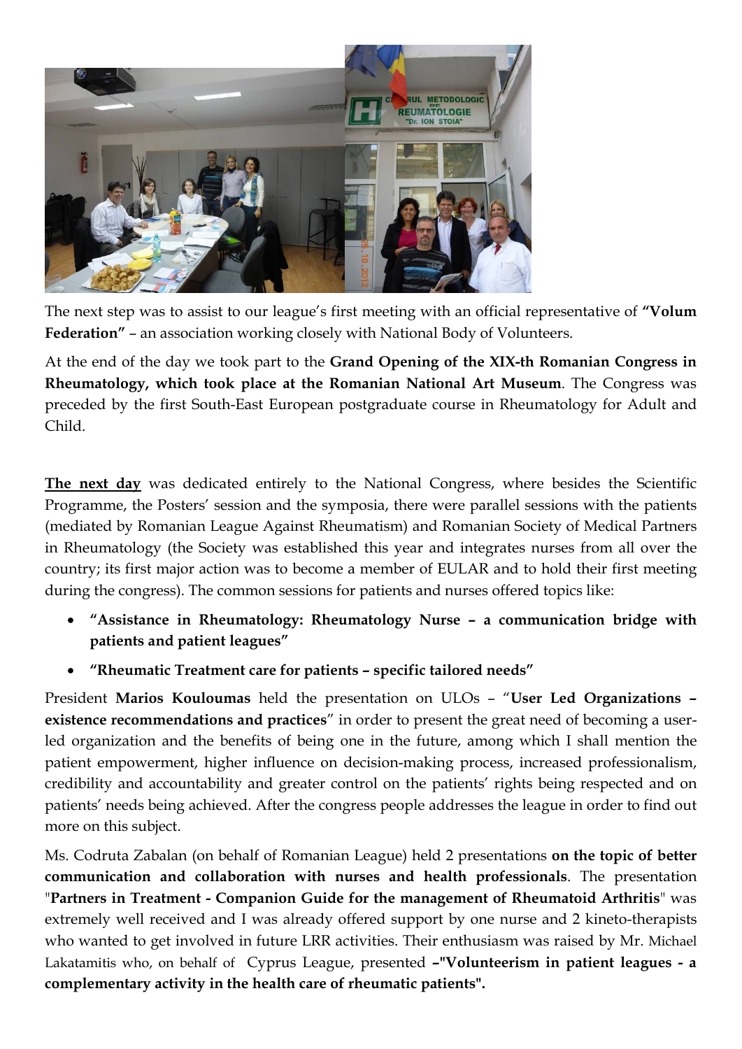The next step was to assist to our league's first meeting with an official representative of **"Volum Federation"** – an association working closely with National Body of Volunteers.

At the end of the day we took part to the **Grand Opening of the XIX-th Romanian Congress in Rheumatology, which took place at the Romanian National Art Museum**. The Congress was preceded by the first South-East European postgraduate course in Rheumatology for Adult and Child.

<u>**The next day**</u> was dedicated entirely to the National Congress, where besides the Scientific Programme, the Posters' session and the symposia, there were parallel sessions with the patients (mediated by Romanian League Against Rheumatism) and Romanian Society of Medical Partners in Rheumatology (the Society was established this year and integrates nurses from all over the country; its first major action was to become a member of EULAR and to hold their first meeting during the congress). The common sessions for patients and nurses offered topics like:

- **"Assistance in Rheumatology: Rheumatology Nurse – a communication bridge with patients and patient leagues"**
- **"Rheumatic Treatment care for patients – specific tailored needs"**

President **Marios Kouloumas** held the presentation on ULOs – "**User Led Organizations – existence recommendations and practices**" in order to present the great need of becoming a user-led organization and the benefits of being one in the future, among which I shall mention the patient empowerment, higher influence on decision-making process, increased professionalism, credibility and accountability and greater control on the patients' rights being respected and on patients' needs being achieved. After the congress people addresses the league in order to find out more on this subject.

Ms. Codruta Zabalan (on behalf of Romanian League) held 2 presentations **on the topic of better communication and collaboration with nurses and health professionals**. The presentation "**Partners in Treatment - Companion Guide for the management of Rheumatoid Arthritis**" was extremely well received and I was already offered support by one nurse and 2 kineto-therapists who wanted to get involved in future LRR activities. Their enthusiasm was raised by Mr. Michael Lakatamitis who, on behalf of Cyprus League, presented **–"Volunteeism in patient leagues - a complementary activity in the health care of rheumatic patients".**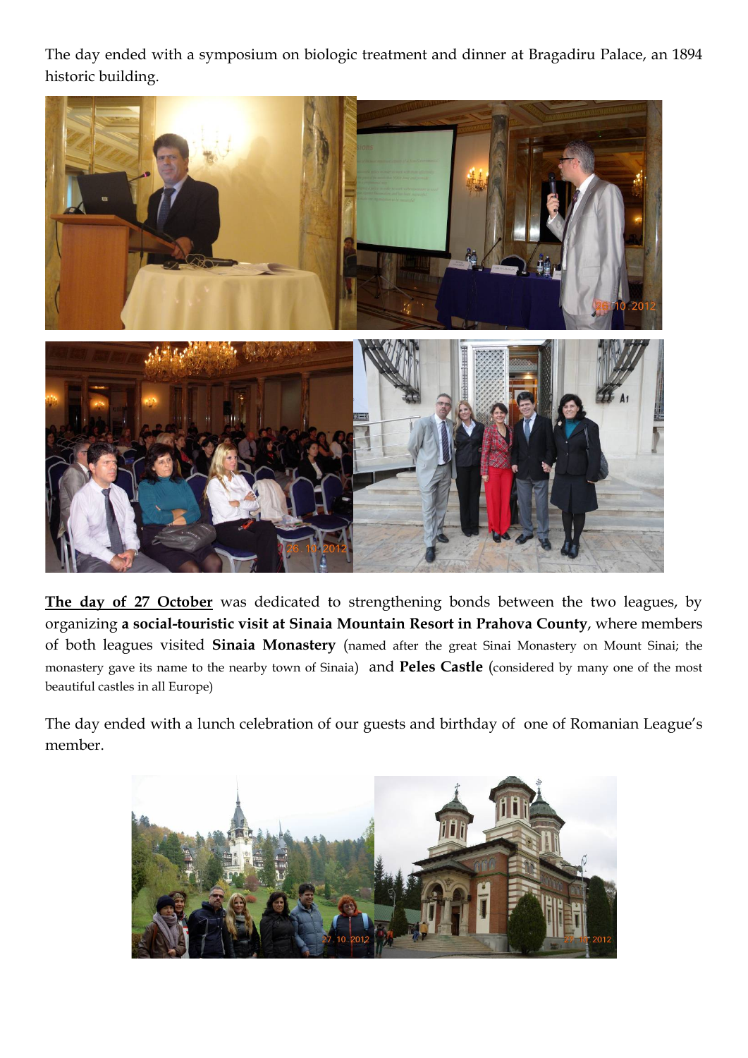The day ended with a symposium on biologic treatment and dinner at Bragadiru Palace, an 1894 historic building.

**<u>The day of 27 October</u>** was dedicated to strengthening bonds between the two leagues, by organizing **a social-touristic visit at Sinaia Mountain Resort in Prahova County**, where members of both leagues visited **Sinaia Monastery** (named after the great Sinai Monastery on Mount Sinai; the monastery gave its name to the nearby town of Sinaia) and **Peles Castle** (considered by many one of the most beautiful castles in all Europe)

The day ended with a lunch celebration of our guests and birthday of one of Romanian League's member.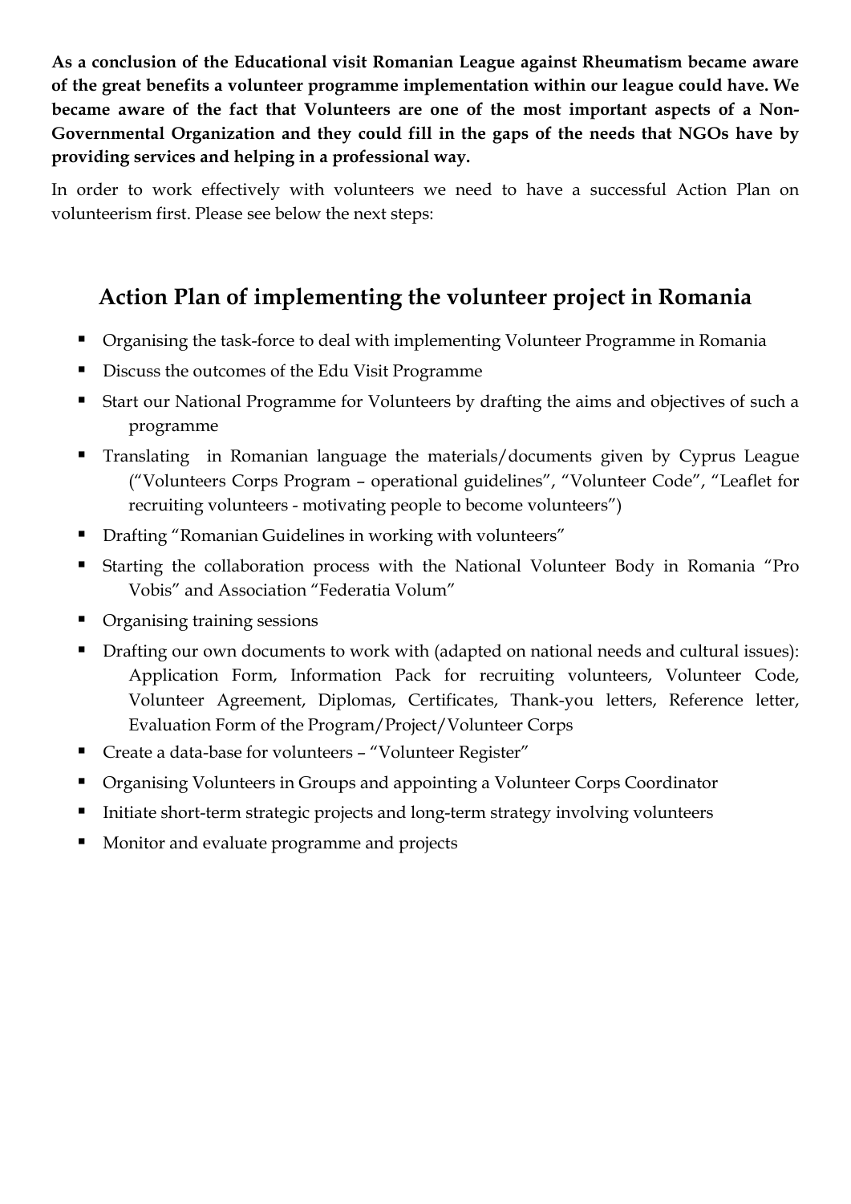**As a conclusion of the Educational visit Romanian League against Rheumatism became aware of the great benefits a volunteer programme implementation within our league could have. We became aware of the fact that Volunteers are one of the most important aspects of a Non-Governmental Organization and they could fill in the gaps of the needs that NGOs have by providing services and helping in a professional way.**

In order to work effectively with volunteers we need to have a successful Action Plan on volunteerism first. Please see below the next steps:

## Action Plan of implementing the volunteer project in Romania

- Organising the task-force to deal with implementing Volunteer Programme in Romania
- Discuss the outcomes of the Edu Visit Programme
- Start our National Programme for Volunteers by drafting the aims and objectives of such a programme
- Translating in Romanian language the materials/documents given by Cyprus League ("Volunteers Corps Program – operational guidelines", "Volunteer Code", "Leaflet for recruiting volunteers - motivating people to become volunteers")
- Drafting "Romanian Guidelines in working with volunteers"
- Starting the collaboration process with the National Volunteer Body in Romania "Pro Vobis" and Association "Federatia Volum"
- Organising training sessions
- Drafting our own documents to work with (adapted on national needs and cultural issues): Application Form, Information Pack for recruiting volunteers, Volunteer Code, Volunteer Agreement, Diplomas, Certificates, Thank-you letters, Reference letter, Evaluation Form of the Program/Project/Volunteer Corps
- Create a data-base for volunteers – "Volunteer Register"
- Organising Volunteers in Groups and appointing a Volunteer Corps Coordinator
- Initiate short-term strategic projects and long-term strategy involving volunteers
- Monitor and evaluate programme and projects